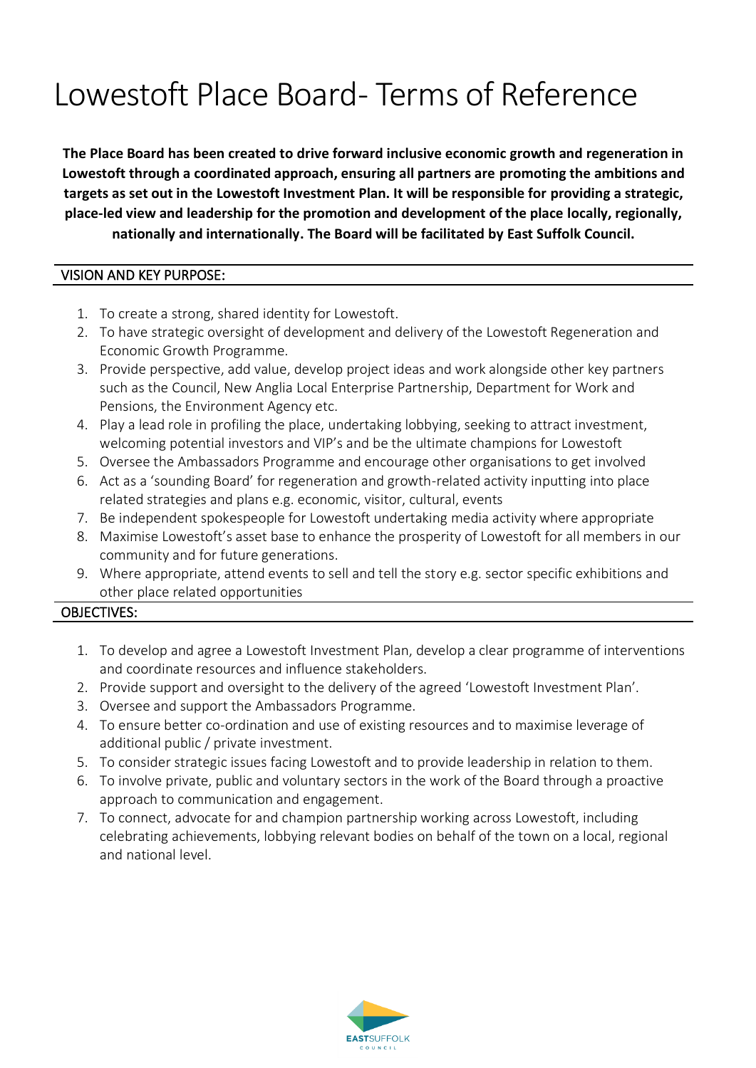# Lowestoft Place Board- Terms of Reference

**The Place Board has been created to drive forward inclusive economic growth and regeneration in Lowestoft through a coordinated approach, ensuring all partners are promoting the ambitions and targets as set out in the Lowestoft Investment Plan. It will be responsible for providing a strategic, place-led view and leadership for the promotion and development of the place locally, regionally, nationally and internationally. The Board will be facilitated by East Suffolk Council.**

## VISION AND KEY PURPOSE:

1. To create a strong, shared identity for Lowestoft.
2. To have strategic oversight of development and delivery of the Lowestoft Regeneration and Economic Growth Programme.
3. Provide perspective, add value, develop project ideas and work alongside other key partners such as the Council, New Anglia Local Enterprise Partnership, Department for Work and Pensions, the Environment Agency etc.
4. Play a lead role in profiling the place, undertaking lobbying, seeking to attract investment, welcoming potential investors and VIP's and be the ultimate champions for Lowestoft
5. Oversee the Ambassadors Programme and encourage other organisations to get involved
6. Act as a 'sounding Board' for regeneration and growth-related activity inputting into place related strategies and plans e.g. economic, visitor, cultural, events
7. Be independent spokespeople for Lowestoft undertaking media activity where appropriate
8. Maximise Lowestoft's asset base to enhance the prosperity of Lowestoft for all members in our community and for future generations.
9. Where appropriate, attend events to sell and tell the story e.g. sector specific exhibitions and other place related opportunities

## OBJECTIVES:

1. To develop and agree a Lowestoft Investment Plan, develop a clear programme of interventions and coordinate resources and influence stakeholders.
2. Provide support and oversight to the delivery of the agreed 'Lowestoft Investment Plan'.
3. Oversee and support the Ambassadors Programme.
4. To ensure better co-ordination and use of existing resources and to maximise leverage of additional public / private investment.
5. To consider strategic issues facing Lowestoft and to provide leadership in relation to them.
6. To involve private, public and voluntary sectors in the work of the Board through a proactive approach to communication and engagement.
7. To connect, advocate for and champion partnership working across Lowestoft, including celebrating achievements, lobbying relevant bodies on behalf of the town on a local, regional and national level.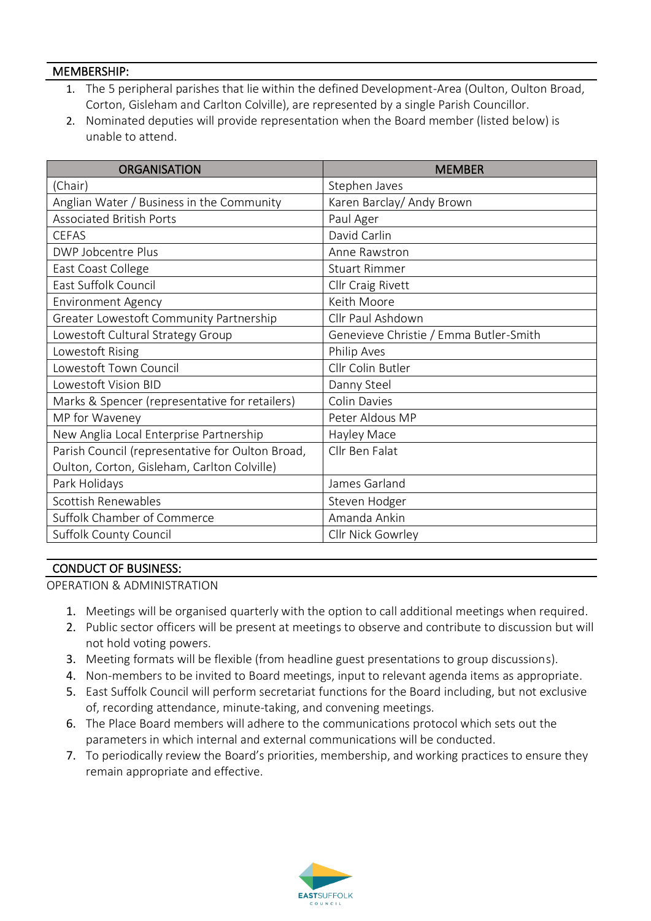## MEMBERSHIP:

1. The 5 peripheral parishes that lie within the defined Development-Area (Oulton, Oulton Broad, Corton, Gisleham and Carlton Colville), are represented by a single Parish Councillor.
2. Nominated deputies will provide representation when the Board member (listed below) is unable to attend.

| ORGANISATION | MEMBER |
|---|---|
| (Chair) | Stephen Javes |
| Anglian Water / Business in the Community | Karen Barclay/ Andy Brown |
| Associated British Ports | Paul Ager |
| CEFAS | David Carlin |
| DWP Jobcentre Plus | Anne Rawstron |
| East Coast College | Stuart Rimmer |
| East Suffolk Council | Cllr Craig Rivett |
| Environment Agency | Keith Moore |
| Greater Lowestoft Community Partnership | Cllr Paul Ashdown |
| Lowestoft Cultural Strategy Group | Genevieve Christie / Emma Butler-Smith |
| Lowestoft Rising | Philip Aves |
| Lowestoft Town Council | Cllr Colin Butler |
| Lowestoft Vision BID | Danny Steel |
| Marks & Spencer (representative for retailers) | Colin Davies |
| MP for Waveney | Peter Aldous MP |
| New Anglia Local Enterprise Partnership | Hayley Mace |
| Parish Council (representative for Oulton Broad, Oulton, Corton, Gisleham, Carlton Colville) | Cllr Ben Falat |
| Park Holidays | James Garland |
| Scottish Renewables | Steven Hodger |
| Suffolk Chamber of Commerce | Amanda Ankin |
| Suffolk County Council | Cllr Nick Gowrley |

## CONDUCT OF BUSINESS:

OPERATION & ADMINISTRATION

1. Meetings will be organised quarterly with the option to call additional meetings when required.
2. Public sector officers will be present at meetings to observe and contribute to discussion but will not hold voting powers.
3. Meeting formats will be flexible (from headline guest presentations to group discussions).
4. Non-members to be invited to Board meetings, input to relevant agenda items as appropriate.
5. East Suffolk Council will perform secretariat functions for the Board including, but not exclusive of, recording attendance, minute-taking, and convening meetings.
6. The Place Board members will adhere to the communications protocol which sets out the parameters in which internal and external communications will be conducted.
7. To periodically review the Board's priorities, membership, and working practices to ensure they remain appropriate and effective.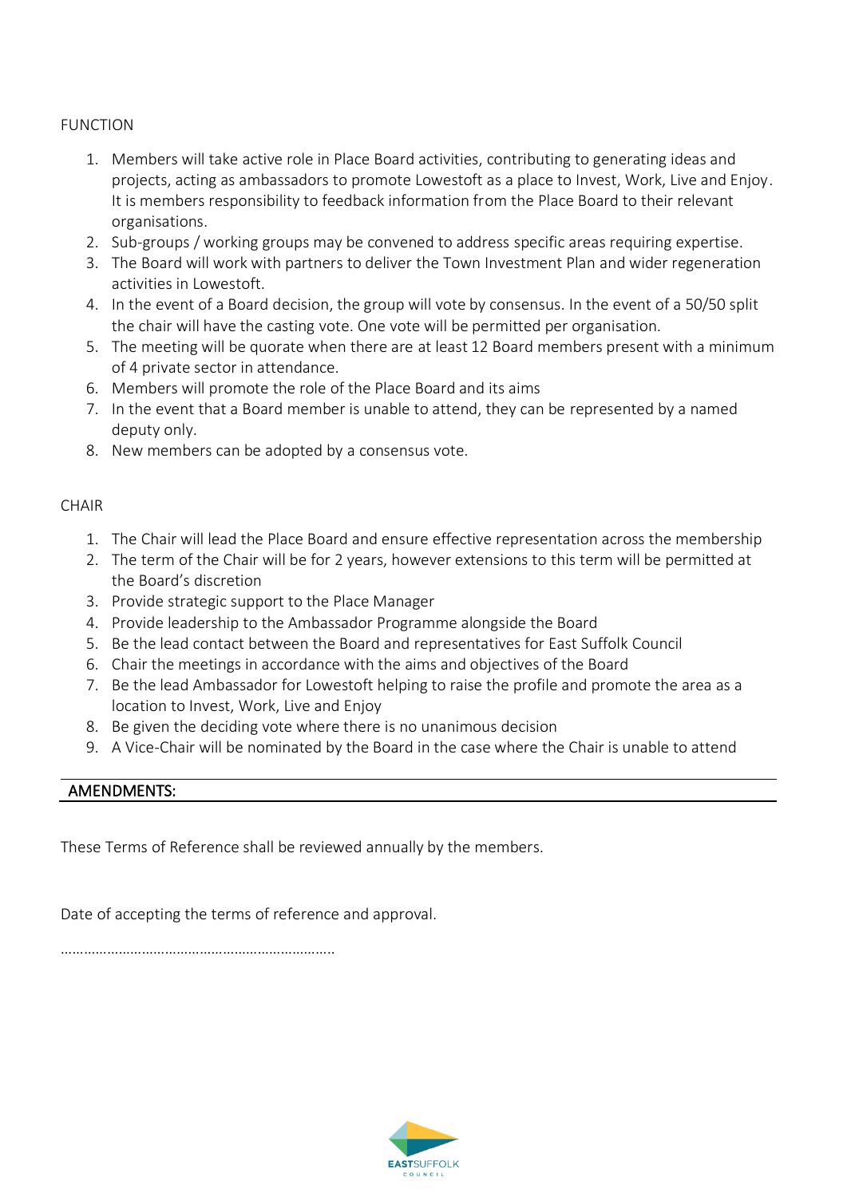FUNCTION

1. Members will take active role in Place Board activities, contributing to generating ideas and projects, acting as ambassadors to promote Lowestoft as a place to Invest, Work, Live and Enjoy. It is members responsibility to feedback information from the Place Board to their relevant organisations.
2. Sub-groups / working groups may be convened to address specific areas requiring expertise.
3. The Board will work with partners to deliver the Town Investment Plan and wider regeneration activities in Lowestoft.
4. In the event of a Board decision, the group will vote by consensus. In the event of a 50/50 split the chair will have the casting vote. One vote will be permitted per organisation.
5. The meeting will be quorate when there are at least 12 Board members present with a minimum of 4 private sector in attendance.
6. Members will promote the role of the Place Board and its aims
7. In the event that a Board member is unable to attend, they can be represented by a named deputy only.
8. New members can be adopted by a consensus vote.

CHAIR

1. The Chair will lead the Place Board and ensure effective representation across the membership
2. The term of the Chair will be for 2 years, however extensions to this term will be permitted at the Board's discretion
3. Provide strategic support to the Place Manager
4. Provide leadership to the Ambassador Programme alongside the Board
5. Be the lead contact between the Board and representatives for East Suffolk Council
6. Chair the meetings in accordance with the aims and objectives of the Board
7. Be the lead Ambassador for Lowestoft helping to raise the profile and promote the area as a location to Invest, Work, Live and Enjoy
8. Be given the deciding vote where there is no unanimous decision
9. A Vice-Chair will be nominated by the Board in the case where the Chair is unable to attend

## AMENDMENTS:

These Terms of Reference shall be reviewed annually by the members.

Date of accepting the terms of reference and approval.

……………………………………………………………